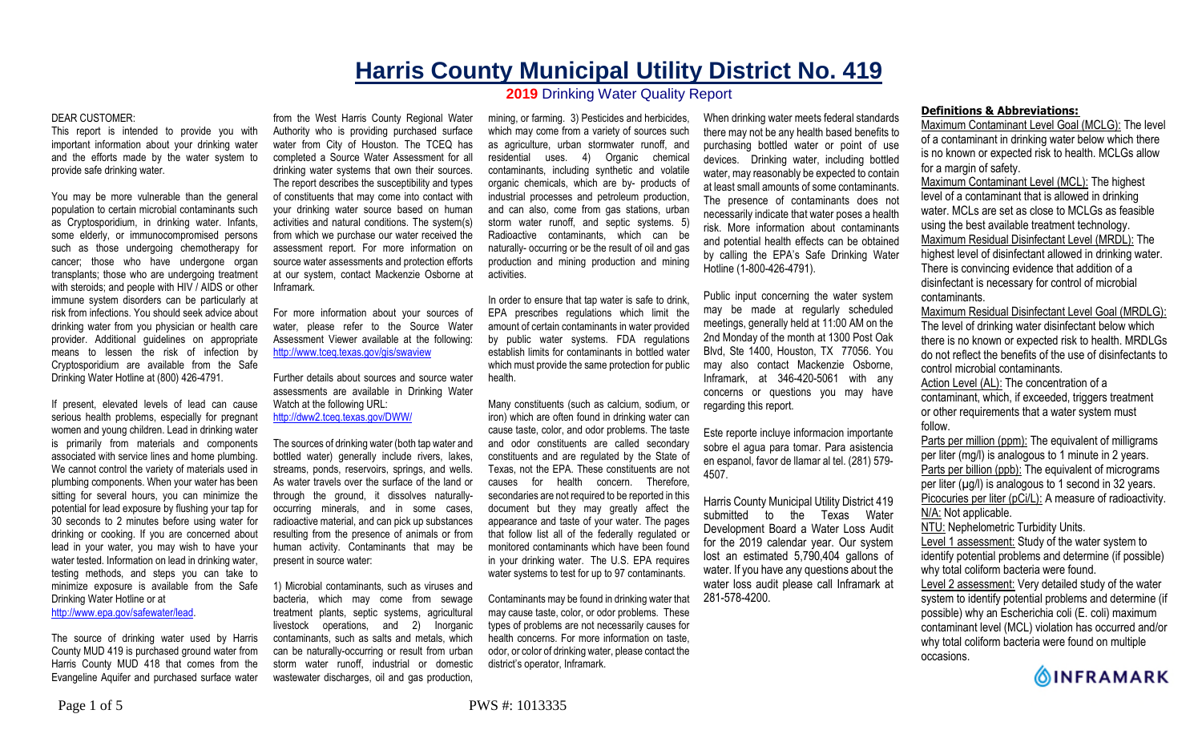# Harris County Municipal Utility District No. 419

## 2019 Drinking Water Quality Report

DEAR CUSTOMER:

This report is intended to provide you with important information about your drinking water and the efforts made by the water system to provide safe drinking water.

You may be more vulnerable than the general population to certain microbial contaminants such as Cryptosporidium, in drinking water. Infants, some elderly, or immunocompromised persons such as those undergoing chemotherapy for cancer; those who have undergone organ transplants; those who are undergoing treatment with steroids; and people with HIV / AIDS or other immune system disorders can be particularly at risk from infections. You should seek advice about drinking water from you physician or health care provider. Additional guidelines on appropriate means to lessen the risk of infection by Cryptosporidium are available from the Safe Drinking Water Hotline at (800) 426-4791.

If present, elevated levels of lead can cause serious health problems, especially for pregnant women and young children. Lead in drinking water is primarily from materials and components associated with service lines and home plumbing. We cannot control the variety of materials used in plumbing components. When your water has been sitting for several hours, you can minimize the potential for lead exposure by flushing your tap for 30 seconds to 2 minutes before using water for drinking or cooking. If you are concerned about lead in your water, you may wish to have your water tested. Information on lead in drinking water, testing methods, and steps you can take to minimize exposure is available from the Safe Drinking Water Hotline or at http://www.epa.gov/safewater/lead.

The source of drinking water used by Harris County MUD 419 is purchased ground water from Harris County MUD 418 that comes from the Evangeline Aquifer and purchased surface water from the West Harris County Regional Water Authority who is providing purchased surface water from City of Houston. The TCEQ has completed a Source Water Assessment for all drinking water systems that own their sources. The report describes the susceptibility and types of constituents that may come into contact with your drinking water source based on human activities and natural conditions. The system(s) from which we purchase our water received the assessment report. For more information on source water assessments and protection efforts at our system, contact Mackenzie Osborne at Inframark.

For more information about your sources of water, please refer to the Source Water Assessment Viewer available at the following: http://www.tceq.texas.gov/gis/swaview

Further details about sources and source water assessments are available in Drinking Water Watch at the following URL: http://dww2.tceq.texas.gov/DWW/

The sources of drinking water (both tap water and bottled water) generally include rivers, lakes, streams, ponds, reservoirs, springs, and wells. As water travels over the surface of the land or through the ground, it dissolves naturally-occurring minerals, and in some cases, radioactive material, and can pick up substances resulting from the presence of animals or from human activity. Contaminants that may be present in source water:

1) Microbial contaminants, such as viruses and bacteria, which may come from sewage treatment plants, septic systems, agricultural livestock operations, and 2) Inorganic contaminants, such as salts and metals, which can be naturally-occurring or result from urban storm water runoff, industrial or domestic wastewater discharges, oil and gas production, mining, or farming. 3) Pesticides and herbicides, which may come from a variety of sources such as agriculture, urban stormwater runoff, and residential uses. 4) Organic chemical contaminants, including synthetic and volatile organic chemicals, which are by- products of industrial processes and petroleum production, and can also, come from gas stations, urban storm water runoff, and septic systems. 5) Radioactive contaminants, which can be naturally- occurring or be the result of oil and gas production and mining production and mining activities.

In order to ensure that tap water is safe to drink, EPA prescribes regulations which limit the amount of certain contaminants in water provided by public water systems. FDA regulations establish limits for contaminants in bottled water which must provide the same protection for public health.

Many constituents (such as calcium, sodium, or iron) which are often found in drinking water can cause taste, color, and odor problems. The taste and odor constituents are called secondary constituents and are regulated by the State of Texas, not the EPA. These constituents are not causes for health concern. Therefore, secondaries are not required to be reported in this document but they may greatly affect the appearance and taste of your water. The pages that follow list all of the federally regulated or monitored contaminants which have been found in your drinking water. The U.S. EPA requires water systems to test for up to 97 contaminants.

Contaminants may be found in drinking water that may cause taste, color, or odor problems. These types of problems are not necessarily causes for health concerns. For more information on taste, odor, or color of drinking water, please contact the district's operator, Inframark.

When drinking water meets federal standards there may not be any health based benefits to purchasing bottled water or point of use devices. Drinking water, including bottled water, may reasonably be expected to contain at least small amounts of some contaminants. The presence of contaminants does not necessarily indicate that water poses a health risk. More information about contaminants and potential health effects can be obtained by calling the EPA's Safe Drinking Water Hotline (1-800-426-4791).

Public input concerning the water system may be made at regularly scheduled meetings, generally held at 11:00 AM on the 2nd Monday of the month at 1300 Post Oak Blvd, Ste 1400, Houston, TX 77056. You may also contact Mackenzie Osborne, Inframark, at 346-420-5061 with any concerns or questions you may have regarding this report.

Este reporte incluye informacion importante sobre el agua para tomar. Para asistencia en espanol, favor de llamar al tel. (281) 579-4507.

Harris County Municipal Utility District 419 submitted to the Texas Water Development Board a Water Loss Audit for the 2019 calendar year. Our system lost an estimated 5,790,404 gallons of water. If you have any questions about the water loss audit please call Inframark at 281-578-4200.

**Definitions & Abbreviations:**

Maximum Contaminant Level Goal (MCLG): The level of a contaminant in drinking water below which there is no known or expected risk to health. MCLGs allow for a margin of safety.

Maximum Contaminant Level (MCL): The highest level of a contaminant that is allowed in drinking water. MCLs are set as close to MCLGs as feasible using the best available treatment technology.

Maximum Residual Disinfectant Level (MRDL): The highest level of disinfectant allowed in drinking water. There is convincing evidence that addition of a disinfectant is necessary for control of microbial contaminants.

Maximum Residual Disinfectant Level Goal (MRDLG): The level of drinking water disinfectant below which there is no known or expected risk to health. MRDLGs do not reflect the benefits of the use of disinfectants to control microbial contaminants.

Action Level (AL): The concentration of a contaminant, which, if exceeded, triggers treatment or other requirements that a water system must follow.

Parts per million (ppm): The equivalent of milligrams per liter (mg/l) is analogous to 1 minute in 2 years.

Parts per billion (ppb): The equivalent of micrograms per liter (µg/l) is analogous to 1 second in 32 years.

Picocuries per liter (pCi/L): A measure of radioactivity.

N/A: Not applicable.

NTU: Nephelometric Turbidity Units.

Level 1 assessment: Study of the water system to identify potential problems and determine (if possible) why total coliform bacteria were found.

Level 2 assessment: Very detailed study of the water system to identify potential problems and determine (if possible) why an Escherichia coli (E. coli) maximum contaminant level (MCL) violation has occurred and/or why total coliform bacteria were found on multiple occasions.

INFRAMARK

PWS #: 1013335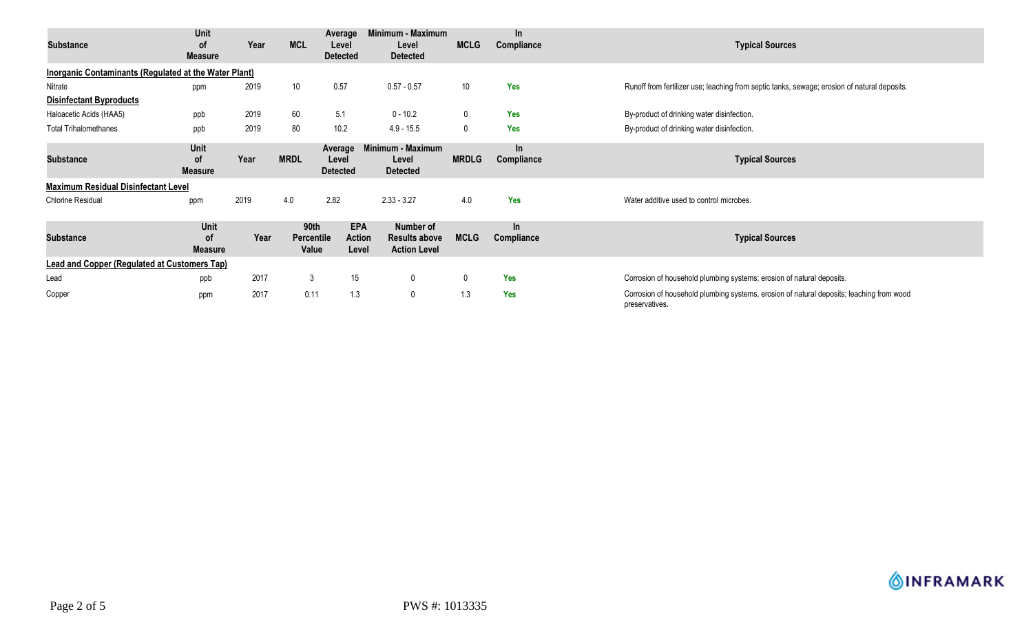| Substance | Unit of Measure | Year | MCL | Average Level Detected | Minimum - Maximum Level Detected | MCLG | In Compliance | Typical Sources |
|---|---|---|---|---|---|---|---|---|
| **Inorganic Contaminants (Regulated at the Water Plant)** | | | | | | | | |
| Nitrate | ppm | 2019 | 10 | 0.57 | 0.57 - 0.57 | 10 | Yes | Runoff from fertilizer use; leaching from septic tanks, sewage; erosion of natural deposits. |
| **Disinfectant Byproducts** | | | | | | | | |
| Haloacetic Acids (HAA5) | ppb | 2019 | 60 | 5.1 | 0 - 10.2 | 0 | Yes | By-product of drinking water disinfection. |
| Total Trihalomethanes | ppb | 2019 | 80 | 10.2 | 4.9 - 15.5 | 0 | Yes | By-product of drinking water disinfection. |

| Substance | Unit of Measure | Year | MRDL | Average Level Detected | Minimum - Maximum Level Detected | MRDLG | In Compliance | Typical Sources |
|---|---|---|---|---|---|---|---|---|
| **Maximum Residual Disinfectant Level** | | | | | | | | |
| Chlorine Residual | ppm | 2019 | 4.0 | 2.82 | 2.33 - 3.27 | 4.0 | Yes | Water additive used to control microbes. |

| Substance | Unit of Measure | Year | 90th Percentile Value | EPA Action Level | Number of Results above Action Level | MCLG | In Compliance | Typical Sources |
|---|---|---|---|---|---|---|---|---|
| **Lead and Copper (Regulated at Customers Tap)** | | | | | | | | |
| Lead | ppb | 2017 | 3 | 15 | 0 | 0 | Yes | Corrosion of household plumbing systems; erosion of natural deposits. |
| Copper | ppm | 2017 | 0.11 | 1.3 | 0 | 1.3 | Yes | Corrosion of household plumbing systems, erosion of natural deposits; leaching from wood preservatives. |

INFRAMARK

PWS #: 1013335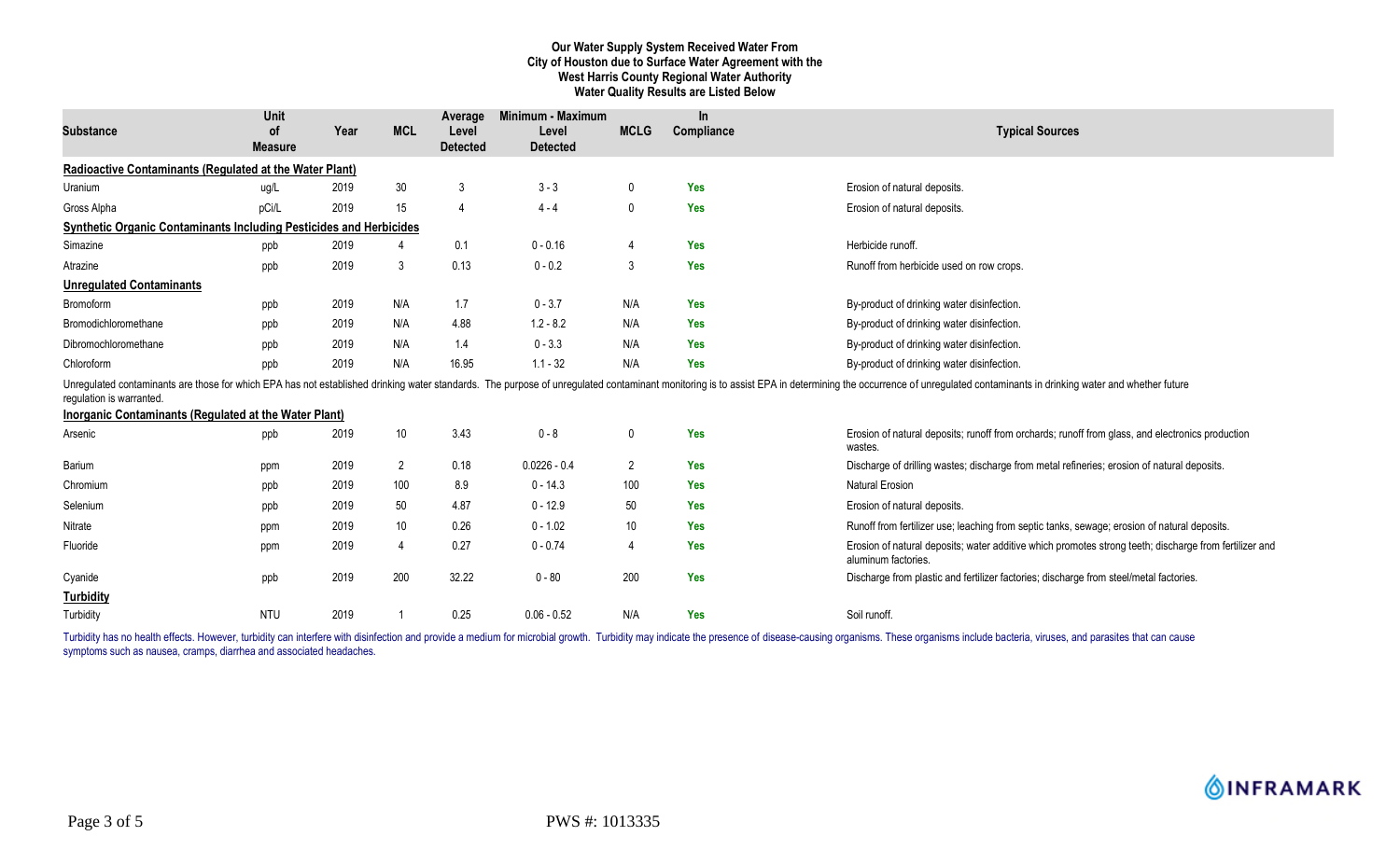**Our Water Supply System Received Water From**
**City of Houston due to Surface Water Agreement with the**
**West Harris County Regional Water Authority**
**Water Quality Results are Listed Below**

| Substance | Unit of Measure | Year | MCL | Average Level Detected | Minimum - Maximum Level Detected | MCLG | In Compliance | Typical Sources |
|---|---|---|---|---|---|---|---|---|
| **Radioactive Contaminants (Regulated at the Water Plant)** | | | | | | | | |
| Uranium | ug/L | 2019 | 30 | 3 | 3 - 3 | 0 | Yes | Erosion of natural deposits. |
| Gross Alpha | pCi/L | 2019 | 15 | 4 | 4 - 4 | 0 | Yes | Erosion of natural deposits. |
| **Synthetic Organic Contaminants Including Pesticides and Herbicides** | | | | | | | | |
| Simazine | ppb | 2019 | 4 | 0.1 | 0 - 0.16 | 4 | Yes | Herbicide runoff. |
| Atrazine | ppb | 2019 | 3 | 0.13 | 0 - 0.2 | 3 | Yes | Runoff from herbicide used on row crops. |
| **Unregulated Contaminants** | | | | | | | | |
| Bromoform | ppb | 2019 | N/A | 1.7 | 0 - 3.7 | N/A | Yes | By-product of drinking water disinfection. |
| Bromodichloromethane | ppb | 2019 | N/A | 4.88 | 1.2 - 8.2 | N/A | Yes | By-product of drinking water disinfection. |
| Dibromochloromethane | ppb | 2019 | N/A | 1.4 | 0 - 3.3 | N/A | Yes | By-product of drinking water disinfection. |
| Chloroform | ppb | 2019 | N/A | 16.95 | 1.1 - 32 | N/A | Yes | By-product of drinking water disinfection. |

Unregulated contaminants are those for which EPA has not established drinking water standards. The purpose of unregulated contaminant monitoring is to assist EPA in determining the occurrence of unregulated contaminants in drinking water and whether future regulation is warranted.

| Substance | Unit of Measure | Year | MCL | Average Level Detected | Minimum - Maximum Level Detected | MCLG | In Compliance | Typical Sources |
|---|---|---|---|---|---|---|---|---|
| **Inorganic Contaminants (Regulated at the Water Plant)** | | | | | | | | |
| Arsenic | ppb | 2019 | 10 | 3.43 | 0 - 8 | 0 | Yes | Erosion of natural deposits; runoff from orchards; runoff from glass, and electronics production wastes. |
| Barium | ppm | 2019 | 2 | 0.18 | 0.0226 - 0.4 | 2 | Yes | Discharge of drilling wastes; discharge from metal refineries; erosion of natural deposits. |
| Chromium | ppb | 2019 | 100 | 8.9 | 0 - 14.3 | 100 | Yes | Natural Erosion |
| Selenium | ppb | 2019 | 50 | 4.87 | 0 - 12.9 | 50 | Yes | Erosion of natural deposits. |
| Nitrate | ppm | 2019 | 10 | 0.26 | 0 - 1.02 | 10 | Yes | Runoff from fertilizer use; leaching from septic tanks, sewage; erosion of natural deposits. |
| Fluoride | ppm | 2019 | 4 | 0.27 | 0 - 0.74 | 4 | Yes | Erosion of natural deposits; water additive which promotes strong teeth; discharge from fertilizer and aluminum factories. |
| Cyanide | ppb | 2019 | 200 | 32.22 | 0 - 80 | 200 | Yes | Discharge from plastic and fertilizer factories; discharge from steel/metal factories. |
| **Turbidity** | | | | | | | | |
| Turbidity | NTU | 2019 | 1 | 0.25 | 0.06 - 0.52 | N/A | Yes | Soil runoff. |

Turbidity has no health effects. However, turbidity can interfere with disinfection and provide a medium for microbial growth. Turbidity may indicate the presence of disease-causing organisms. These organisms include bacteria, viruses, and parasites that can cause symptoms such as nausea, cramps, diarrhea and associated headaches.

INFRAMARK

PWS #: 1013335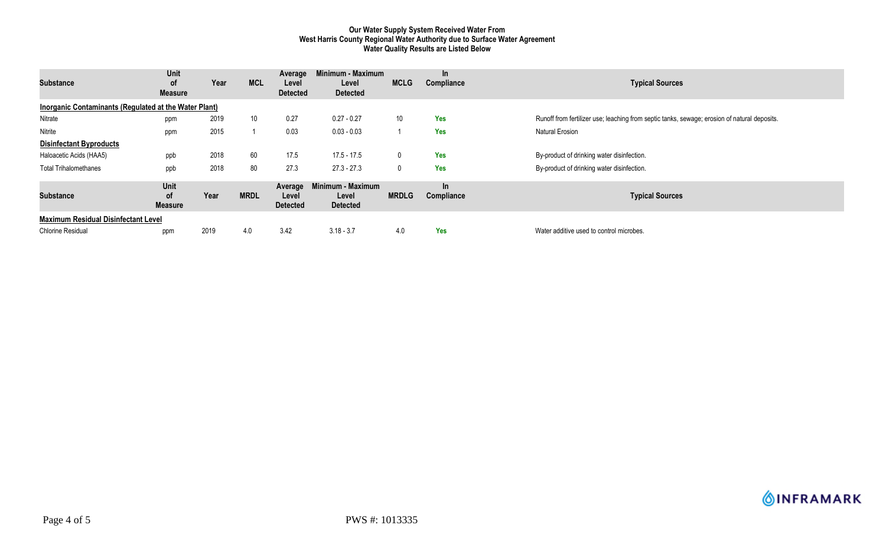**Our Water Supply System Received Water From**
**West Harris County Regional Water Authority due to Surface Water Agreement**
**Water Quality Results are Listed Below**

| Substance | Unit of Measure | Year | MCL | Average Level Detected | Minimum - Maximum Level Detected | MCLG | In Compliance | Typical Sources |
|---|---|---|---|---|---|---|---|---|
| **Inorganic Contaminants (Regulated at the Water Plant)** | | | | | | | | |
| Nitrate | ppm | 2019 | 10 | 0.27 | 0.27 - 0.27 | 10 | Yes | Runoff from fertilizer use; leaching from septic tanks, sewage; erosion of natural deposits. |
| Nitrite | ppm | 2015 | 1 | 0.03 | 0.03 - 0.03 | 1 | Yes | Natural Erosion |
| **Disinfectant Byproducts** | | | | | | | | |
| Haloacetic Acids (HAA5) | ppb | 2018 | 60 | 17.5 | 17.5 - 17.5 | 0 | Yes | By-product of drinking water disinfection. |
| Total Trihalomethanes | ppb | 2018 | 80 | 27.3 | 27.3 - 27.3 | 0 | Yes | By-product of drinking water disinfection. |

| Substance | Unit of Measure | Year | MRDL | Average Level Detected | Minimum - Maximum Level Detected | MRDLG | In Compliance | Typical Sources |
|---|---|---|---|---|---|---|---|---|
| **Maximum Residual Disinfectant Level** | | | | | | | | |
| Chlorine Residual | ppm | 2019 | 4.0 | 3.42 | 3.18 - 3.7 | 4.0 | Yes | Water additive used to control microbes. |

INFRAMARK

PWS #: 1013335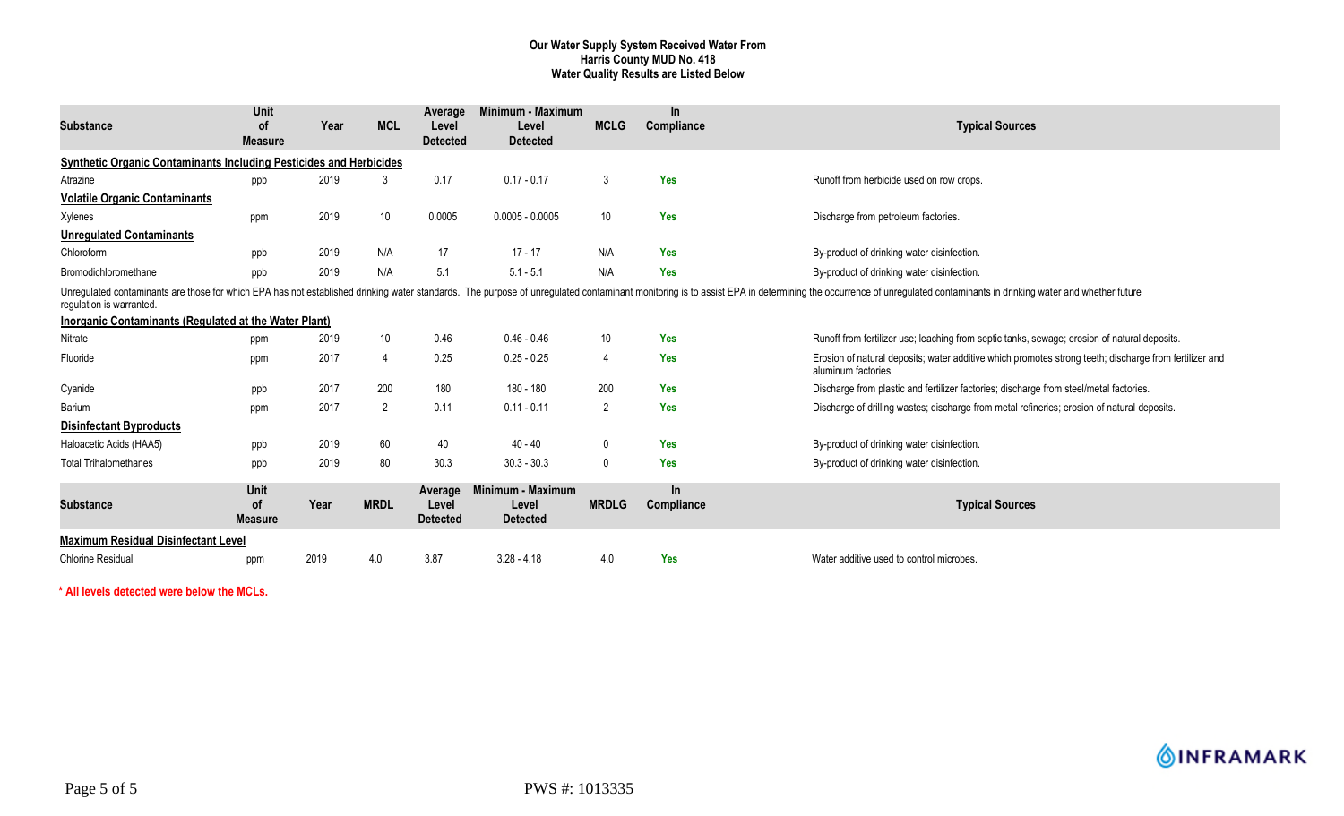**Our Water Supply System Received Water From**
**Harris County MUD No. 418**
**Water Quality Results are Listed Below**

| Substance | Unit of Measure | Year | MCL | Average Level Detected | Minimum - Maximum Level Detected | MCLG | In Compliance | Typical Sources |
|---|---|---|---|---|---|---|---|---|
| **Synthetic Organic Contaminants Including Pesticides and Herbicides** | | | | | | | | |
| Atrazine | ppb | 2019 | 3 | 0.17 | 0.17 - 0.17 | 3 | Yes | Runoff from herbicide used on row crops. |
| **Volatile Organic Contaminants** | | | | | | | | |
| Xylenes | ppm | 2019 | 10 | 0.0005 | 0.0005 - 0.0005 | 10 | Yes | Discharge from petroleum factories. |
| **Unregulated Contaminants** | | | | | | | | |
| Chloroform | ppb | 2019 | N/A | 17 | 17 - 17 | N/A | Yes | By-product of drinking water disinfection. |
| Bromodichloromethane | ppb | 2019 | N/A | 5.1 | 5.1 - 5.1 | N/A | Yes | By-product of drinking water disinfection. |

Unregulated contaminants are those for which EPA has not established drinking water standards. The purpose of unregulated contaminant monitoring is to assist EPA in determining the occurrence of unregulated contaminants in drinking water and whether future regulation is warranted.

| Substance | Unit of Measure | Year | MCL | Average Level Detected | Minimum - Maximum Level Detected | MCLG | In Compliance | Typical Sources |
|---|---|---|---|---|---|---|---|---|
| **Inorganic Contaminants (Regulated at the Water Plant)** | | | | | | | | |
| Nitrate | ppm | 2019 | 10 | 0.46 | 0.46 - 0.46 | 10 | Yes | Runoff from fertilizer use; leaching from septic tanks, sewage; erosion of natural deposits. |
| Fluoride | ppm | 2017 | 4 | 0.25 | 0.25 - 0.25 | 4 | Yes | Erosion of natural deposits; water additive which promotes strong teeth; discharge from fertilizer and aluminum factories. |
| Cyanide | ppb | 2017 | 200 | 180 | 180 - 180 | 200 | Yes | Discharge from plastic and fertilizer factories; discharge from steel/metal factories. |
| Barium | ppm | 2017 | 2 | 0.11 | 0.11 - 0.11 | 2 | Yes | Discharge of drilling wastes; discharge from metal refineries; erosion of natural deposits. |
| **Disinfectant Byproducts** | | | | | | | | |
| Haloacetic Acids (HAA5) | ppb | 2019 | 60 | 40 | 40 - 40 | 0 | Yes | By-product of drinking water disinfection. |
| Total Trihalomethanes | ppb | 2019 | 80 | 30.3 | 30.3 - 30.3 | 0 | Yes | By-product of drinking water disinfection. |

| Substance | Unit of Measure | Year | MRDL | Average Level Detected | Minimum - Maximum Level Detected | MRDLG | In Compliance | Typical Sources |
|---|---|---|---|---|---|---|---|---|
| **Maximum Residual Disinfectant Level** | | | | | | | | |
| Chlorine Residual | ppm | 2019 | 4.0 | 3.87 | 3.28 - 4.18 | 4.0 | Yes | Water additive used to control microbes. |

**\* All levels detected were below the MCLs.**

PWS #: 1013335